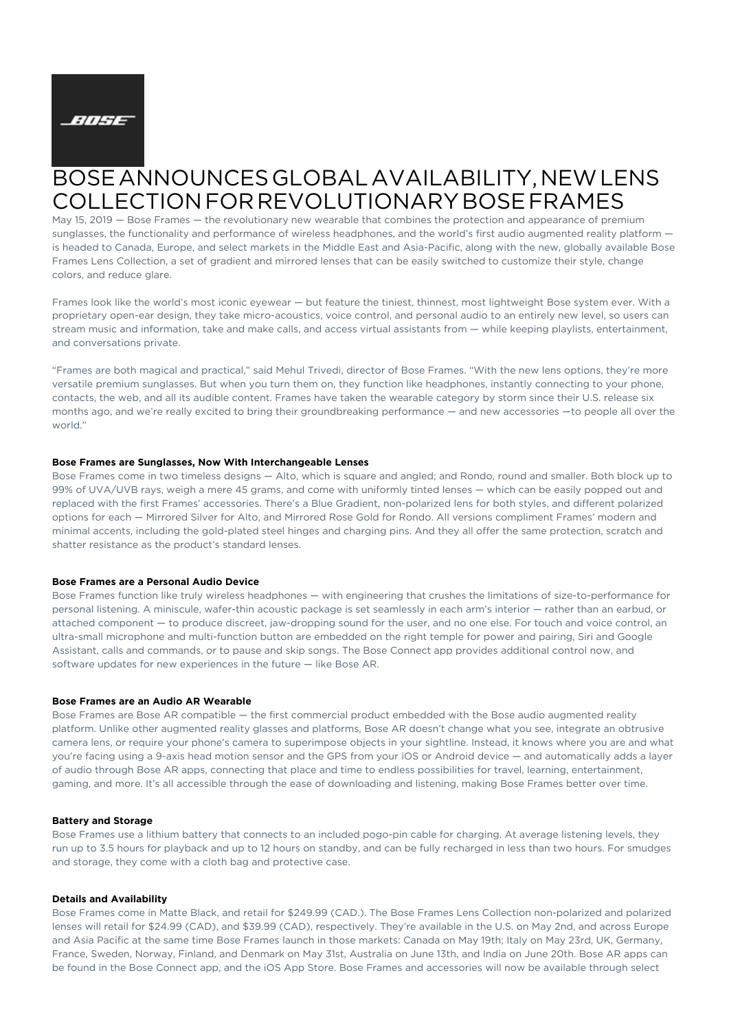# BOSE ANNOUNCES GLOBAL AVAILABILITY, NEW LENS COLLECTION FOR REVOLUTIONARY BOSE FRAMES

May 15, 2019 — Bose Frames — the revolutionary new wearable that combines the protection and appearance of premium sunglasses, the functionality and performance of wireless headphones, and the world's first audio augmented reality platform — is headed to Canada, Europe, and select markets in the Middle East and Asia-Pacific, along with the new, globally available Bose Frames Lens Collection, a set of gradient and mirrored lenses that can be easily switched to customize their style, change colors, and reduce glare.

Frames look like the world's most iconic eyewear — but feature the tiniest, thinnest, most lightweight Bose system ever. With a proprietary open-ear design, they take micro-acoustics, voice control, and personal audio to an entirely new level, so users can stream music and information, take and make calls, and access virtual assistants from — while keeping playlists, entertainment, and conversations private.

"Frames are both magical and practical," said Mehul Trivedi, director of Bose Frames. "With the new lens options, they're more versatile premium sunglasses. But when you turn them on, they function like headphones, instantly connecting to your phone, contacts, the web, and all its audible content. Frames have taken the wearable category by storm since their U.S. release six months ago, and we're really excited to bring their groundbreaking performance — and new accessories —to people all over the world."

**Bose Frames are Sunglasses, Now With Interchangeable Lenses**

Bose Frames come in two timeless designs — Alto, which is square and angled; and Rondo, round and smaller. Both block up to 99% of UVA/UVB rays, weigh a mere 45 grams, and come with uniformly tinted lenses — which can be easily popped out and replaced with the first Frames' accessories. There's a Blue Gradient, non-polarized lens for both styles, and different polarized options for each — Mirrored Silver for Alto, and Mirrored Rose Gold for Rondo. All versions compliment Frames' modern and minimal accents, including the gold-plated steel hinges and charging pins. And they all offer the same protection, scratch and shatter resistance as the product's standard lenses.

**Bose Frames are a Personal Audio Device**

Bose Frames function like truly wireless headphones — with engineering that crushes the limitations of size-to-performance for personal listening. A miniscule, wafer-thin acoustic package is set seamlessly in each arm's interior — rather than an earbud, or attached component — to produce discreet, jaw-dropping sound for the user, and no one else. For touch and voice control, an ultra-small microphone and multi-function button are embedded on the right temple for power and pairing, Siri and Google Assistant, calls and commands, or to pause and skip songs. The Bose Connect app provides additional control now, and software updates for new experiences in the future — like Bose AR.

**Bose Frames are an Audio AR Wearable**

Bose Frames are Bose AR compatible — the first commercial product embedded with the Bose audio augmented reality platform. Unlike other augmented reality glasses and platforms, Bose AR doesn't change what you see, integrate an obtrusive camera lens, or require your phone's camera to superimpose objects in your sightline. Instead, it knows where you are and what you're facing using a 9-axis head motion sensor and the GPS from your iOS or Android device — and automatically adds a layer of audio through Bose AR apps, connecting that place and time to endless possibilities for travel, learning, entertainment, gaming, and more. It's all accessible through the ease of downloading and listening, making Bose Frames better over time.

**Battery and Storage**

Bose Frames use a lithium battery that connects to an included pogo-pin cable for charging. At average listening levels, they run up to 3.5 hours for playback and up to 12 hours on standby, and can be fully recharged in less than two hours. For smudges and storage, they come with a cloth bag and protective case.

**Details and Availability**

Bose Frames come in Matte Black, and retail for $249.99 (CAD.). The Bose Frames Lens Collection non-polarized and polarized lenses will retail for $24.99 (CAD), and $39.99 (CAD), respectively. They're available in the U.S. on May 2nd, and across Europe and Asia Pacific at the same time Bose Frames launch in those markets: Canada on May 19th; Italy on May 23rd, UK, Germany, France, Sweden, Norway, Finland, and Denmark on May 31st, Australia on June 13th, and India on June 20th. Bose AR apps can be found in the Bose Connect app, and the iOS App Store. Bose Frames and accessories will now be available through select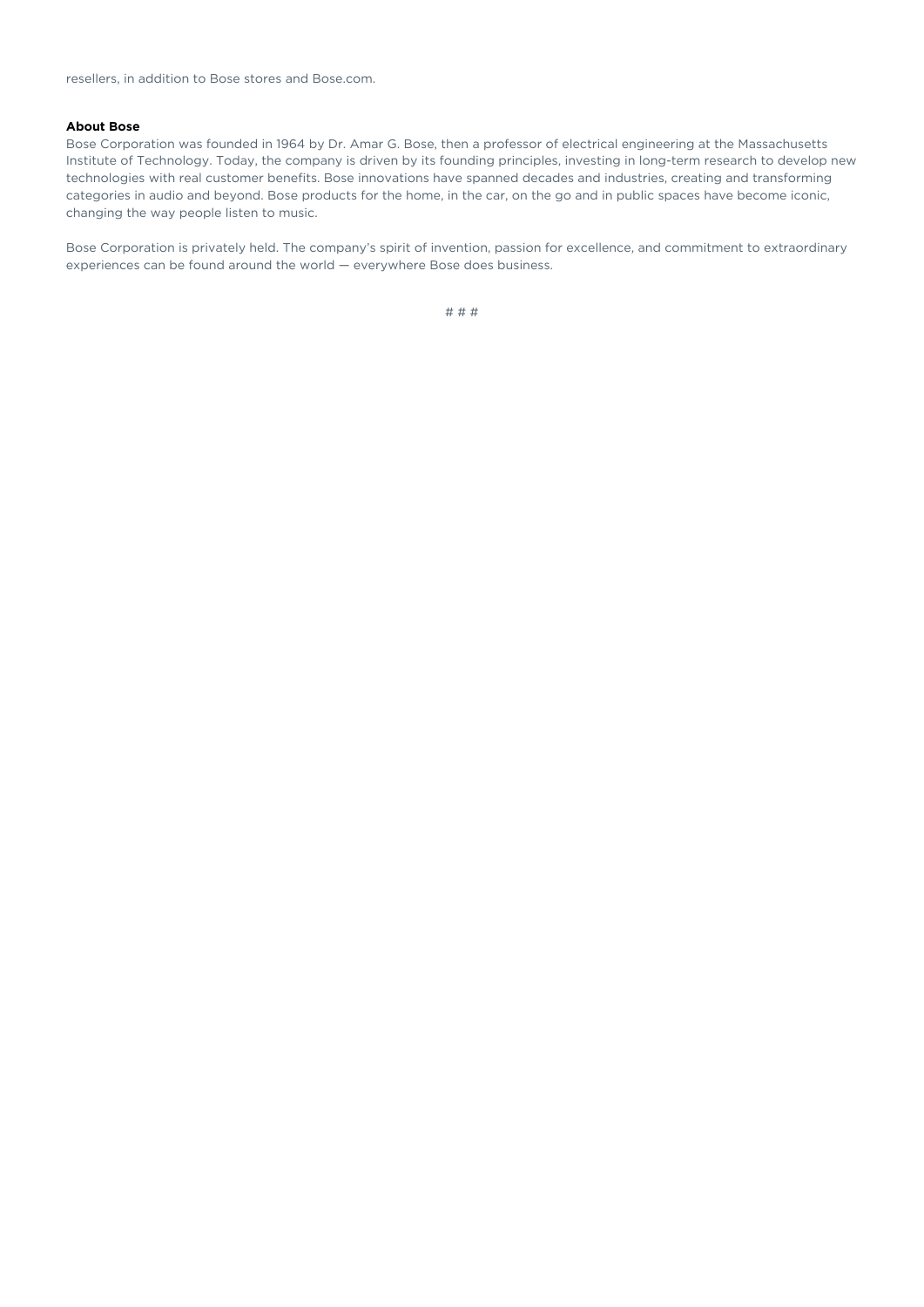resellers, in addition to Bose stores and Bose.com.

**About Bose**

Bose Corporation was founded in 1964 by Dr. Amar G. Bose, then a professor of electrical engineering at the Massachusetts Institute of Technology. Today, the company is driven by its founding principles, investing in long-term research to develop new technologies with real customer benefits. Bose innovations have spanned decades and industries, creating and transforming categories in audio and beyond. Bose products for the home, in the car, on the go and in public spaces have become iconic, changing the way people listen to music.

Bose Corporation is privately held. The company's spirit of invention, passion for excellence, and commitment to extraordinary experiences can be found around the world — everywhere Bose does business.

# # #